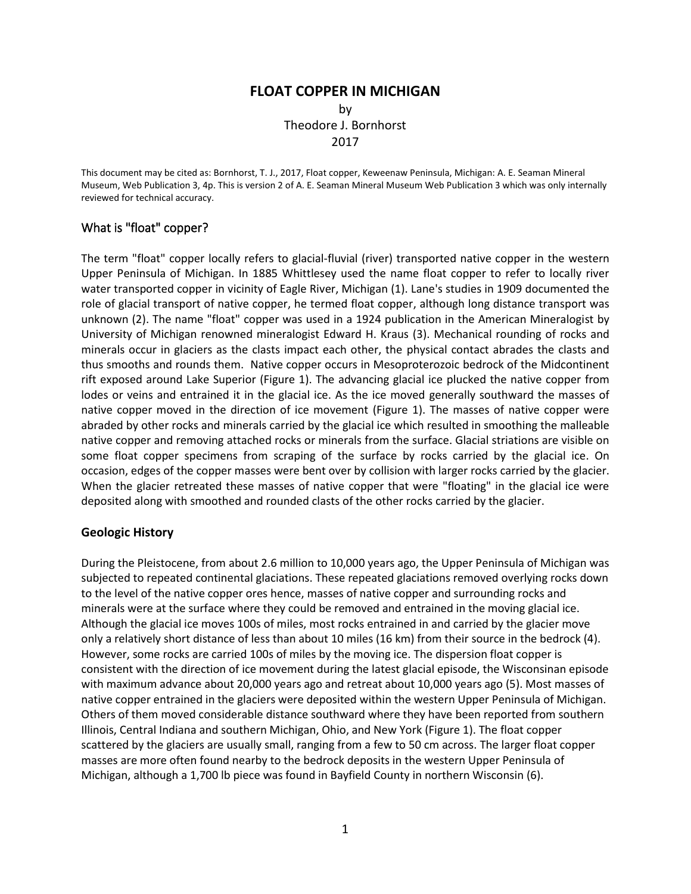# FLOAT COPPER IN MICHIGAN

by
Theodore J. Bornhorst
2017

This document may be cited as: Bornhorst, T. J., 2017, Float copper, Keweenaw Peninsula, Michigan: A. E. Seaman Mineral Museum, Web Publication 3, 4p. This is version 2 of A. E. Seaman Mineral Museum Web Publication 3 which was only internally reviewed for technical accuracy.

## What is "float" copper?

The term "float" copper locally refers to glacial-fluvial (river) transported native copper in the western Upper Peninsula of Michigan. In 1885 Whittlesey used the name float copper to refer to locally river water transported copper in vicinity of Eagle River, Michigan (1). Lane's studies in 1909 documented the role of glacial transport of native copper, he termed float copper, although long distance transport was unknown (2). The name "float" copper was used in a 1924 publication in the American Mineralogist by University of Michigan renowned mineralogist Edward H. Kraus (3). Mechanical rounding of rocks and minerals occur in glaciers as the clasts impact each other, the physical contact abrades the clasts and thus smooths and rounds them. Native copper occurs in Mesoproterozoic bedrock of the Midcontinent rift exposed around Lake Superior (Figure 1). The advancing glacial ice plucked the native copper from lodes or veins and entrained it in the glacial ice. As the ice moved generally southward the masses of native copper moved in the direction of ice movement (Figure 1). The masses of native copper were abraded by other rocks and minerals carried by the glacial ice which resulted in smoothing the malleable native copper and removing attached rocks or minerals from the surface. Glacial striations are visible on some float copper specimens from scraping of the surface by rocks carried by the glacial ice. On occasion, edges of the copper masses were bent over by collision with larger rocks carried by the glacier. When the glacier retreated these masses of native copper that were "floating" in the glacial ice were deposited along with smoothed and rounded clasts of the other rocks carried by the glacier.

## Geologic History

During the Pleistocene, from about 2.6 million to 10,000 years ago, the Upper Peninsula of Michigan was subjected to repeated continental glaciations. These repeated glaciations removed overlying rocks down to the level of the native copper ores hence, masses of native copper and surrounding rocks and minerals were at the surface where they could be removed and entrained in the moving glacial ice. Although the glacial ice moves 100s of miles, most rocks entrained in and carried by the glacier move only a relatively short distance of less than about 10 miles (16 km) from their source in the bedrock (4). However, some rocks are carried 100s of miles by the moving ice. The dispersion float copper is consistent with the direction of ice movement during the latest glacial episode, the Wisconsinan episode with maximum advance about 20,000 years ago and retreat about 10,000 years ago (5). Most masses of native copper entrained in the glaciers were deposited within the western Upper Peninsula of Michigan. Others of them moved considerable distance southward where they have been reported from southern Illinois, Central Indiana and southern Michigan, Ohio, and New York (Figure 1). The float copper scattered by the glaciers are usually small, ranging from a few to 50 cm across. The larger float copper masses are more often found nearby to the bedrock deposits in the western Upper Peninsula of Michigan, although a 1,700 lb piece was found in Bayfield County in northern Wisconsin (6).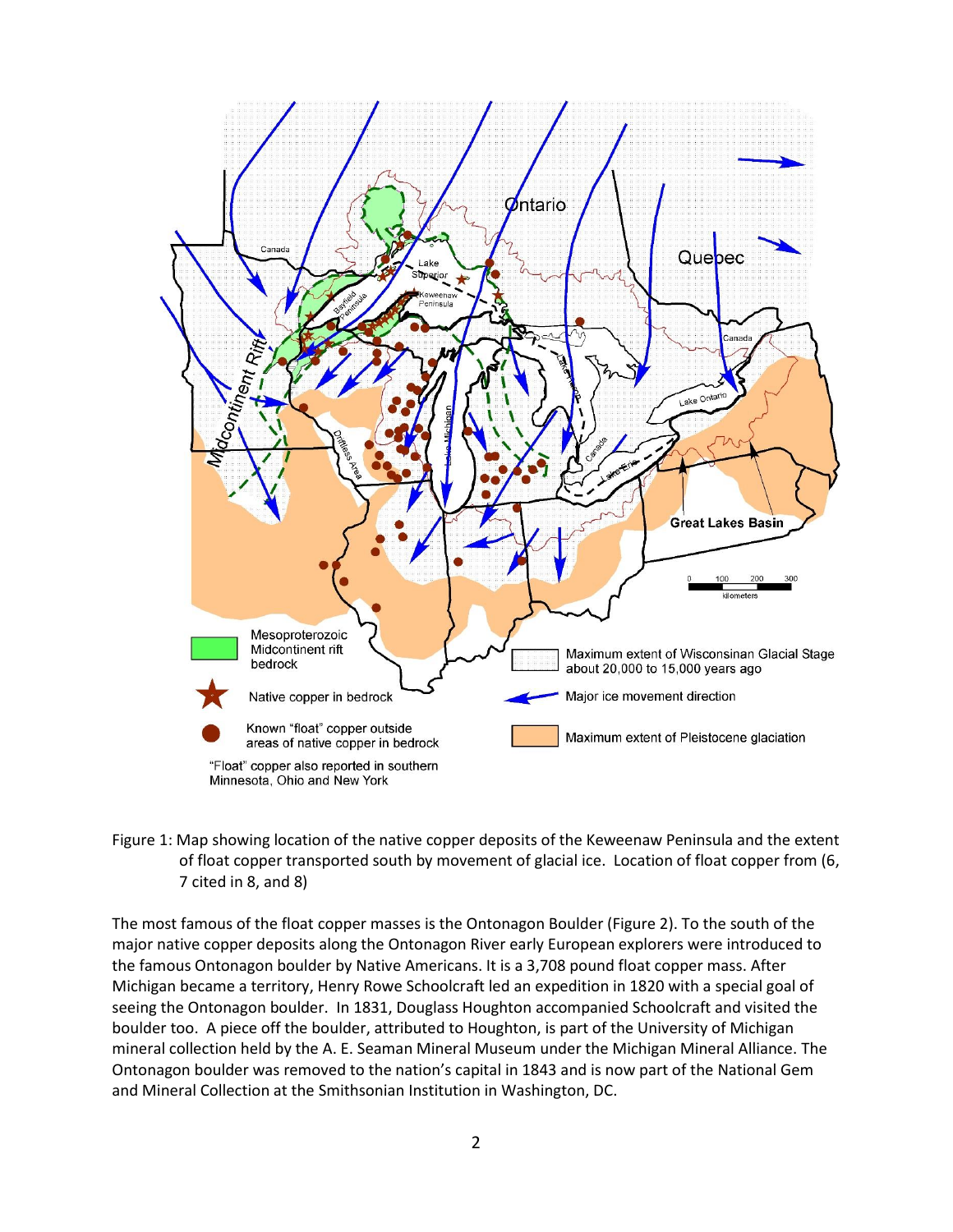Figure 1: Map showing location of the native copper deposits of the Keweenaw Peninsula and the extent of float copper transported south by movement of glacial ice. Location of float copper from (6, 7 cited in 8, and 8)

The most famous of the float copper masses is the Ontonagon Boulder (Figure 2). To the south of the major native copper deposits along the Ontonagon River early European explorers were introduced to the famous Ontonagon boulder by Native Americans. It is a 3,708 pound float copper mass. After Michigan became a territory, Henry Rowe Schoolcraft led an expedition in 1820 with a special goal of seeing the Ontonagon boulder. In 1831, Douglass Houghton accompanied Schoolcraft and visited the boulder too. A piece off the boulder, attributed to Houghton, is part of the University of Michigan mineral collection held by the A. E. Seaman Mineral Museum under the Michigan Mineral Alliance. The Ontonagon boulder was removed to the nation's capital in 1843 and is now part of the National Gem and Mineral Collection at the Smithsonian Institution in Washington, DC.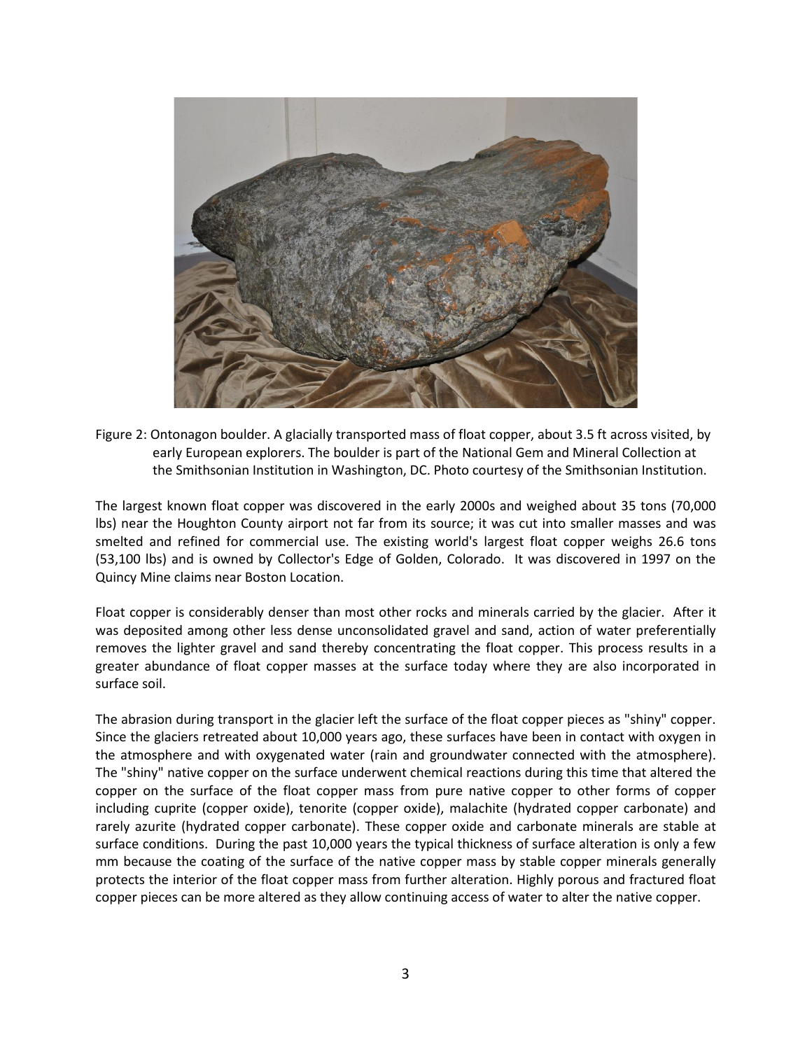Figure 2: Ontonagon boulder. A glacially transported mass of float copper, about 3.5 ft across visited, by early European explorers. The boulder is part of the National Gem and Mineral Collection at the Smithsonian Institution in Washington, DC. Photo courtesy of the Smithsonian Institution.

The largest known float copper was discovered in the early 2000s and weighed about 35 tons (70,000 lbs) near the Houghton County airport not far from its source; it was cut into smaller masses and was smelted and refined for commercial use. The existing world's largest float copper weighs 26.6 tons (53,100 lbs) and is owned by Collector's Edge of Golden, Colorado. It was discovered in 1997 on the Quincy Mine claims near Boston Location.

Float copper is considerably denser than most other rocks and minerals carried by the glacier. After it was deposited among other less dense unconsolidated gravel and sand, action of water preferentially removes the lighter gravel and sand thereby concentrating the float copper. This process results in a greater abundance of float copper masses at the surface today where they are also incorporated in surface soil.

The abrasion during transport in the glacier left the surface of the float copper pieces as "shiny" copper. Since the glaciers retreated about 10,000 years ago, these surfaces have been in contact with oxygen in the atmosphere and with oxygenated water (rain and groundwater connected with the atmosphere). The "shiny" native copper on the surface underwent chemical reactions during this time that altered the copper on the surface of the float copper mass from pure native copper to other forms of copper including cuprite (copper oxide), tenorite (copper oxide), malachite (hydrated copper carbonate) and rarely azurite (hydrated copper carbonate). These copper oxide and carbonate minerals are stable at surface conditions. During the past 10,000 years the typical thickness of surface alteration is only a few mm because the coating of the surface of the native copper mass by stable copper minerals generally protects the interior of the float copper mass from further alteration. Highly porous and fractured float copper pieces can be more altered as they allow continuing access of water to alter the native copper.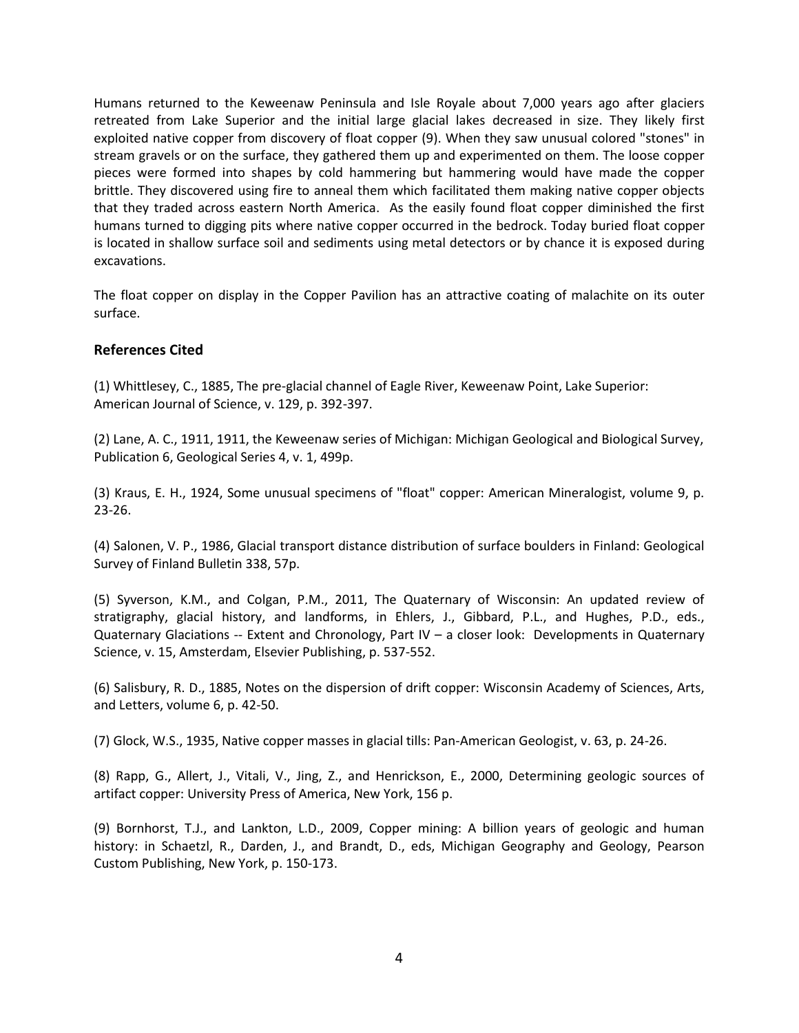Humans returned to the Keweenaw Peninsula and Isle Royale about 7,000 years ago after glaciers retreated from Lake Superior and the initial large glacial lakes decreased in size. They likely first exploited native copper from discovery of float copper (9). When they saw unusual colored "stones" in stream gravels or on the surface, they gathered them up and experimented on them. The loose copper pieces were formed into shapes by cold hammering but hammering would have made the copper brittle. They discovered using fire to anneal them which facilitated them making native copper objects that they traded across eastern North America. As the easily found float copper diminished the first humans turned to digging pits where native copper occurred in the bedrock. Today buried float copper is located in shallow surface soil and sediments using metal detectors or by chance it is exposed during excavations.

The float copper on display in the Copper Pavilion has an attractive coating of malachite on its outer surface.

### References Cited

(1) Whittlesey, C., 1885, The pre-glacial channel of Eagle River, Keweenaw Point, Lake Superior: American Journal of Science, v. 129, p. 392-397.

(2) Lane, A. C., 1911, 1911, the Keweenaw series of Michigan: Michigan Geological and Biological Survey, Publication 6, Geological Series 4, v. 1, 499p.

(3) Kraus, E. H., 1924, Some unusual specimens of "float" copper: American Mineralogist, volume 9, p. 23-26.

(4) Salonen, V. P., 1986, Glacial transport distance distribution of surface boulders in Finland: Geological Survey of Finland Bulletin 338, 57p.

(5) Syverson, K.M., and Colgan, P.M., 2011, The Quaternary of Wisconsin: An updated review of stratigraphy, glacial history, and landforms, in Ehlers, J., Gibbard, P.L., and Hughes, P.D., eds., Quaternary Glaciations -- Extent and Chronology, Part IV – a closer look: Developments in Quaternary Science, v. 15, Amsterdam, Elsevier Publishing, p. 537-552.

(6) Salisbury, R. D., 1885, Notes on the dispersion of drift copper: Wisconsin Academy of Sciences, Arts, and Letters, volume 6, p. 42-50.

(7) Glock, W.S., 1935, Native copper masses in glacial tills: Pan-American Geologist, v. 63, p. 24-26.

(8) Rapp, G., Allert, J., Vitali, V., Jing, Z., and Henrickson, E., 2000, Determining geologic sources of artifact copper: University Press of America, New York, 156 p.

(9) Bornhorst, T.J., and Lankton, L.D., 2009, Copper mining: A billion years of geologic and human history: in Schaetzl, R., Darden, J., and Brandt, D., eds, Michigan Geography and Geology, Pearson Custom Publishing, New York, p. 150-173.